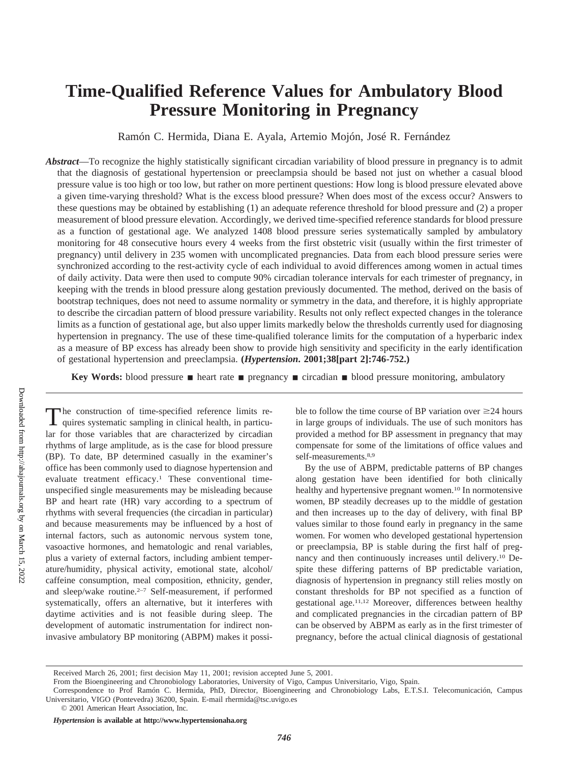# Time-Qualified Reference Values for Ambulatory Blood Pressure Monitoring in Pregnancy

Ramón C. Hermida, Diana E. Ayala, Artemio Mojón, José R. Fernández

***Abstract***—To recognize the highly statistically significant circadian variability of blood pressure in pregnancy is to admit that the diagnosis of gestational hypertension or preeclampsia should be based not just on whether a casual blood pressure value is too high or too low, but rather on more pertinent questions: How long is blood pressure elevated above a given time-varying threshold? What is the excess blood pressure? When does most of the excess occur? Answers to these questions may be obtained by establishing (1) an adequate reference threshold for blood pressure and (2) a proper measurement of blood pressure elevation. Accordingly, we derived time-specified reference standards for blood pressure as a function of gestational age. We analyzed 1408 blood pressure series systematically sampled by ambulatory monitoring for 48 consecutive hours every 4 weeks from the first obstetric visit (usually within the first trimester of pregnancy) until delivery in 235 women with uncomplicated pregnancies. Data from each blood pressure series were synchronized according to the rest-activity cycle of each individual to avoid differences among women in actual times of daily activity. Data were then used to compute 90% circadian tolerance intervals for each trimester of pregnancy, in keeping with the trends in blood pressure along gestation previously documented. The method, derived on the basis of bootstrap techniques, does not need to assume normality or symmetry in the data, and therefore, it is highly appropriate to describe the circadian pattern of blood pressure variability. Results not only reflect expected changes in the tolerance limits as a function of gestational age, but also upper limits markedly below the thresholds currently used for diagnosing hypertension in pregnancy. The use of these time-qualified tolerance limits for the computation of a hyperbaric index as a measure of BP excess has already been show to provide high sensitivity and specificity in the early identification of gestational hypertension and preeclampsia. **(*Hypertension.* 2001;38[part 2]:746-752.)**

**Key Words:** blood pressure ■ heart rate ■ pregnancy ■ circadian ■ blood pressure monitoring, ambulatory

The construction of time-specified reference limits requires systematic sampling in clinical health, in particular for those variables that are characterized by circadian rhythms of large amplitude, as is the case for blood pressure (BP). To date, BP determined casually in the examiner's office has been commonly used to diagnose hypertension and evaluate treatment efficacy.[1] These conventional time-unspecified single measurements may be misleading because BP and heart rate (HR) vary according to a spectrum of rhythms with several frequencies (the circadian in particular) and because measurements may be influenced by a host of internal factors, such as autonomic nervous system tone, vasoactive hormones, and hematologic and renal variables, plus a variety of external factors, including ambient temperature/humidity, physical activity, emotional state, alcohol/caffeine consumption, meal composition, ethnicity, gender, and sleep/wake routine.[2–7] Self-measurement, if performed systematically, offers an alternative, but it interferes with daytime activities and is not feasible during sleep. The development of automatic instrumentation for indirect noninvasive ambulatory BP monitoring (ABPM) makes it possible to follow the time course of BP variation over ≥24 hours in large groups of individuals. The use of such monitors has provided a method for BP assessment in pregnancy that may compensate for some of the limitations of office values and self-measurements.[8,9]

By the use of ABPM, predictable patterns of BP changes along gestation have been identified for both clinically healthy and hypertensive pregnant women.[10] In normotensive women, BP steadily decreases up to the middle of gestation and then increases up to the day of delivery, with final BP values similar to those found early in pregnancy in the same women. For women who developed gestational hypertension or preeclampsia, BP is stable during the first half of pregnancy and then continuously increases until delivery.[10] Despite these differing patterns of BP predictable variation, diagnosis of hypertension in pregnancy still relies mostly on constant thresholds for BP not specified as a function of gestational age.[11,12] Moreover, differences between healthy and complicated pregnancies in the circadian pattern of BP can be observed by ABPM as early as in the first trimester of pregnancy, before the actual clinical diagnosis of gestational

Received March 26, 2001; first decision May 11, 2001; revision accepted June 5, 2001.

From the Bioengineering and Chronobiology Laboratories, University of Vigo, Campus Universitario, Vigo, Spain.

Correspondence to Prof Ramón C. Hermida, PhD, Director, Bioengineering and Chronobiology Labs, E.T.S.I. Telecomunicación, Campus Universitario, VIGO (Pontevedra) 36200, Spain. E-mail rhermida@tsc.uvigo.es

© 2001 American Heart Association, Inc.

*Hypertension* **is available at http://www.hypertensionaha.org**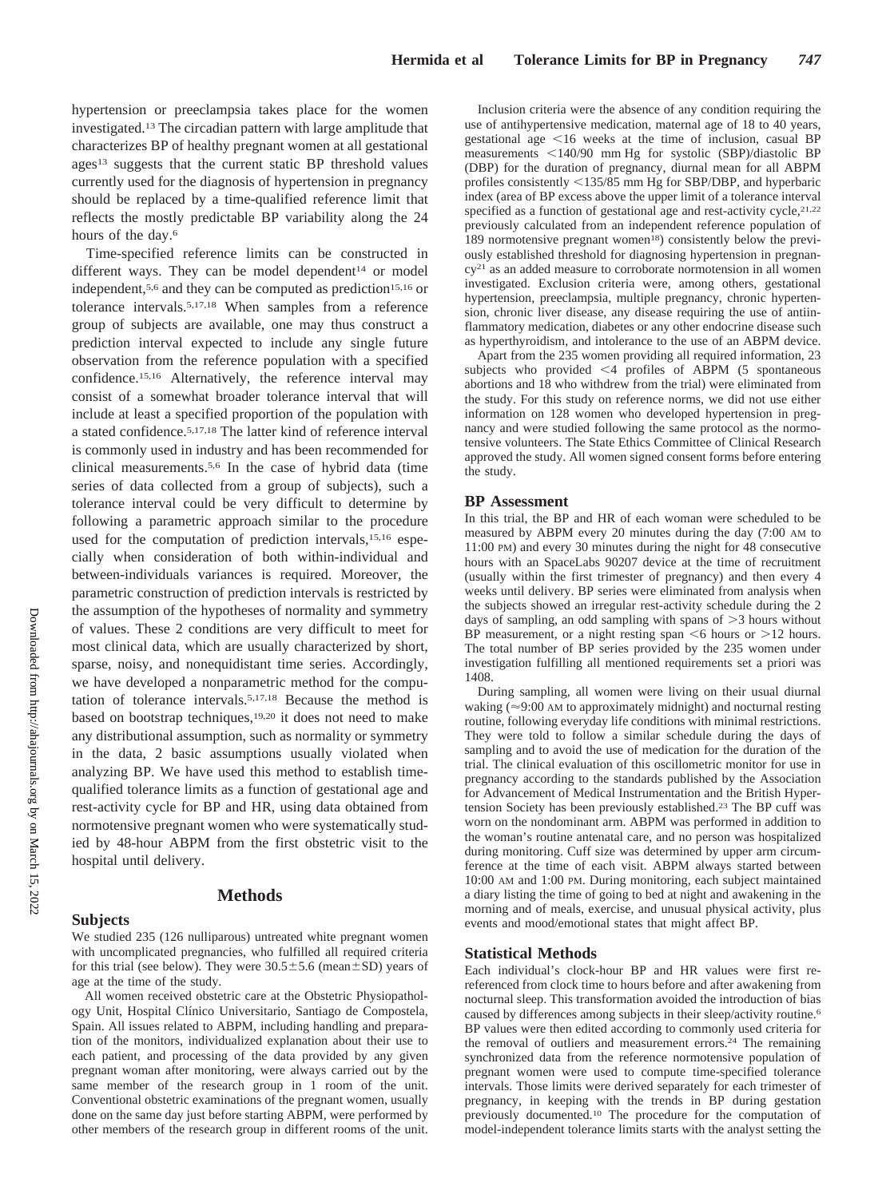hypertension or preeclampsia takes place for the women investigated.[13] The circadian pattern with large amplitude that characterizes BP of healthy pregnant women at all gestational ages[13] suggests that the current static BP threshold values currently used for the diagnosis of hypertension in pregnancy should be replaced by a time-qualified reference limit that reflects the mostly predictable BP variability along the 24 hours of the day.[6]

Time-specified reference limits can be constructed in different ways. They can be model dependent[14] or model independent,[5,6] and they can be computed as prediction[15,16] or tolerance intervals.[5,17,18] When samples from a reference group of subjects are available, one may thus construct a prediction interval expected to include any single future observation from the reference population with a specified confidence.[15,16] Alternatively, the reference interval may consist of a somewhat broader tolerance interval that will include at least a specified proportion of the population with a stated confidence.[5,17,18] The latter kind of reference interval is commonly used in industry and has been recommended for clinical measurements.[5,6] In the case of hybrid data (time series of data collected from a group of subjects), such a tolerance interval could be very difficult to determine by following a parametric approach similar to the procedure used for the computation of prediction intervals,[15,16] especially when consideration of both within-individual and between-individuals variances is required. Moreover, the parametric construction of prediction intervals is restricted by the assumption of the hypotheses of normality and symmetry of values. These 2 conditions are very difficult to meet for most clinical data, which are usually characterized by short, sparse, noisy, and nonequidistant time series. Accordingly, we have developed a nonparametric method for the computation of tolerance intervals.[5,17,18] Because the method is based on bootstrap techniques,[19,20] it does not need to make any distributional assumption, such as normality or symmetry in the data, 2 basic assumptions usually violated when analyzing BP. We have used this method to establish time-qualified tolerance limits as a function of gestational age and rest-activity cycle for BP and HR, using data obtained from normotensive pregnant women who were systematically studied by 48-hour ABPM from the first obstetric visit to the hospital until delivery.

## Methods

### Subjects

We studied 235 (126 nulliparous) untreated white pregnant women with uncomplicated pregnancies, who fulfilled all required criteria for this trial (see below). They were 30.5±5.6 (mean±SD) years of age at the time of the study.

All women received obstetric care at the Obstetric Physiopathology Unit, Hospital Clínico Universitario, Santiago de Compostela, Spain. All issues related to ABPM, including handling and preparation of the monitors, individualized explanation about their use to each patient, and processing of the data provided by any given pregnant woman after monitoring, were always carried out by the same member of the research group in 1 room of the unit. Conventional obstetric examinations of the pregnant women, usually done on the same day just before starting ABPM, were performed by other members of the research group in different rooms of the unit.

Inclusion criteria were the absence of any condition requiring the use of antihypertensive medication, maternal age of 18 to 40 years, gestational age <16 weeks at the time of inclusion, casual BP measurements <140/90 mm Hg for systolic (SBP)/diastolic BP (DBP) for the duration of pregnancy, diurnal mean for all ABPM profiles consistently <135/85 mm Hg for SBP/DBP, and hyperbaric index (area of BP excess above the upper limit of a tolerance interval specified as a function of gestational age and rest-activity cycle,[21,22] previously calculated from an independent reference population of 189 normotensive pregnant women[18]) consistently below the previously established threshold for diagnosing hypertension in pregnancy[21] as an added measure to corroborate normotension in all women investigated. Exclusion criteria were, among others, gestational hypertension, preeclampsia, multiple pregnancy, chronic hypertension, chronic liver disease, any disease requiring the use of antiinflammatory medication, diabetes or any other endocrine disease such as hyperthyroidism, and intolerance to the use of an ABPM device.

Apart from the 235 women providing all required information, 23 subjects who provided <4 profiles of ABPM (5 spontaneous abortions and 18 who withdrew from the trial) were eliminated from the study. For this study on reference norms, we did not use either information on 128 women who developed hypertension in pregnancy and were studied following the same protocol as the normotensive volunteers. The State Ethics Committee of Clinical Research approved the study. All women signed consent forms before entering the study.

### BP Assessment

In this trial, the BP and HR of each woman were scheduled to be measured by ABPM every 20 minutes during the day (7:00 AM to 11:00 PM) and every 30 minutes during the night for 48 consecutive hours with an SpaceLabs 90207 device at the time of recruitment (usually within the first trimester of pregnancy) and then every 4 weeks until delivery. BP series were eliminated from analysis when the subjects showed an irregular rest-activity schedule during the 2 days of sampling, an odd sampling with spans of >3 hours without BP measurement, or a night resting span <6 hours or >12 hours. The total number of BP series provided by the 235 women under investigation fulfilling all mentioned requirements set a priori was 1408.

During sampling, all women were living on their usual diurnal waking (≈9:00 AM to approximately midnight) and nocturnal resting routine, following everyday life conditions with minimal restrictions. They were told to follow a similar schedule during the days of sampling and to avoid the use of medication for the duration of the trial. The clinical evaluation of this oscillometric monitor for use in pregnancy according to the standards published by the Association for Advancement of Medical Instrumentation and the British Hypertension Society has been previously established.[23] The BP cuff was worn on the nondominant arm. ABPM was performed in addition to the woman's routine antenatal care, and no person was hospitalized during monitoring. Cuff size was determined by upper arm circumference at the time of each visit. ABPM always started between 10:00 AM and 1:00 PM. During monitoring, each subject maintained a diary listing the time of going to bed at night and awakening in the morning and of meals, exercise, and unusual physical activity, plus events and mood/emotional states that might affect BP.

### Statistical Methods

Each individual's clock-hour BP and HR values were first rereferenced from clock time to hours before and after awakening from nocturnal sleep. This transformation avoided the introduction of bias caused by differences among subjects in their sleep/activity routine.[6] BP values were then edited according to commonly used criteria for the removal of outliers and measurement errors.[24] The remaining synchronized data from the reference normotensive population of pregnant women were used to compute time-specified tolerance intervals. Those limits were derived separately for each trimester of pregnancy, in keeping with the trends in BP during gestation previously documented.[10] The procedure for the computation of model-independent tolerance limits starts with the analyst setting the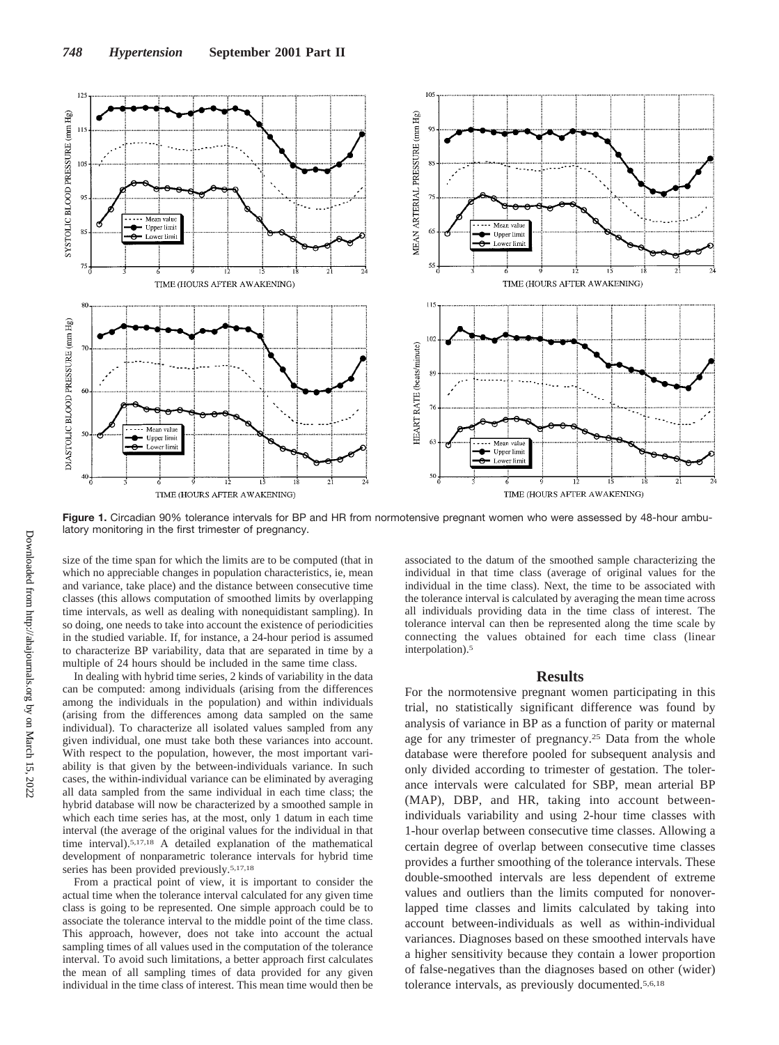SYSTOLIC BLOOD PRESSURE (mm Hg)
125
115
105
95
85
75
Mean value
Upper limit
Lower limit
0 3 6 9 12 15 18 21 24
TIME (HOURS AFTER AWAKENING)

MEAN ARTERIAL PRESSURE (mm Hg)
105
95
85
75
65
55
Mean value
Upper limit
Lower limit
0 3 6 9 12 15 18 21 24
TIME (HOURS AFTER AWAKENING)

DIASTOLIC BLOOD PRESSURE (mm Hg)
80
70
60
50
40
Mean value
Upper limit
Lower limit
0 3 6 9 12 15 18 21 24
TIME (HOURS AFTER AWAKENING)

HEART RATE (beats/minute)
115
102
89
76
63
50
Mean value
Upper limit
Lower limit
0 3 6 9 12 15 18 21 24
TIME (HOURS AFTER AWAKENING)

**Figure 1.** Circadian 90% tolerance intervals for BP and HR from normotensive pregnant women who were assessed by 48-hour ambulatory monitoring in the first trimester of pregnancy.

size of the time span for which the limits are to be computed (that in which no appreciable changes in population characteristics, ie, mean and variance, take place) and the distance between consecutive time classes (this allows computation of smoothed limits by overlapping time intervals, as well as dealing with nonequidistant sampling). In so doing, one needs to take into account the existence of periodicities in the studied variable. If, for instance, a 24-hour period is assumed to characterize BP variability, data that are separated in time by a multiple of 24 hours should be included in the same time class.

In dealing with hybrid time series, 2 kinds of variability in the data can be computed: among individuals (arising from the differences among the individuals in the population) and within individuals (arising from the differences among data sampled on the same individual). To characterize all isolated values sampled from any given individual, one must take both these variances into account. With respect to the population, however, the most important variability is that given by the between-individuals variance. In such cases, the within-individual variance can be eliminated by averaging all data sampled from the same individual in each time class; the hybrid database will now be characterized by a smoothed sample in which each time series has, at the most, only 1 datum in each time interval (the average of the original values for the individual in that time interval).[5,17,18] A detailed explanation of the mathematical development of nonparametric tolerance intervals for hybrid time series has been provided previously.[5,17,18]

From a practical point of view, it is important to consider the actual time when the tolerance interval calculated for any given time class is going to be represented. One simple approach could be to associate the tolerance interval to the middle point of the time class. This approach, however, does not take into account the actual sampling times of all values used in the computation of the tolerance interval. To avoid such limitations, a better approach first calculates the mean of all sampling times of data provided for any given individual in the time class of interest. This mean time would then be associated to the datum of the smoothed sample characterizing the individual in that time class (average of original values for the individual in the time class). Next, the time to be associated with the tolerance interval is calculated by averaging the mean time across all individuals providing data in the time class of interest. The tolerance interval can then be represented along the time scale by connecting the values obtained for each time class (linear interpolation).[5]

## Results

For the normotensive pregnant women participating in this trial, no statistically significant difference was found by analysis of variance in BP as a function of parity or maternal age for any trimester of pregnancy.[25] Data from the whole database were therefore pooled for subsequent analysis and only divided according to trimester of gestation. The tolerance intervals were calculated for SBP, mean arterial BP (MAP), DBP, and HR, taking into account between-individuals variability and using 2-hour time classes with 1-hour overlap between consecutive time classes. Allowing a certain degree of overlap between consecutive time classes provides a further smoothing of the tolerance intervals. These double-smoothed intervals are less dependent of extreme values and outliers than the limits computed for nonoverlapped time classes and limits calculated by taking into account between-individuals as well as within-individual variances. Diagnoses based on these smoothed intervals have a higher sensitivity because they contain a lower proportion of false-negatives than the diagnoses based on other (wider) tolerance intervals, as previously documented.[5,6,18]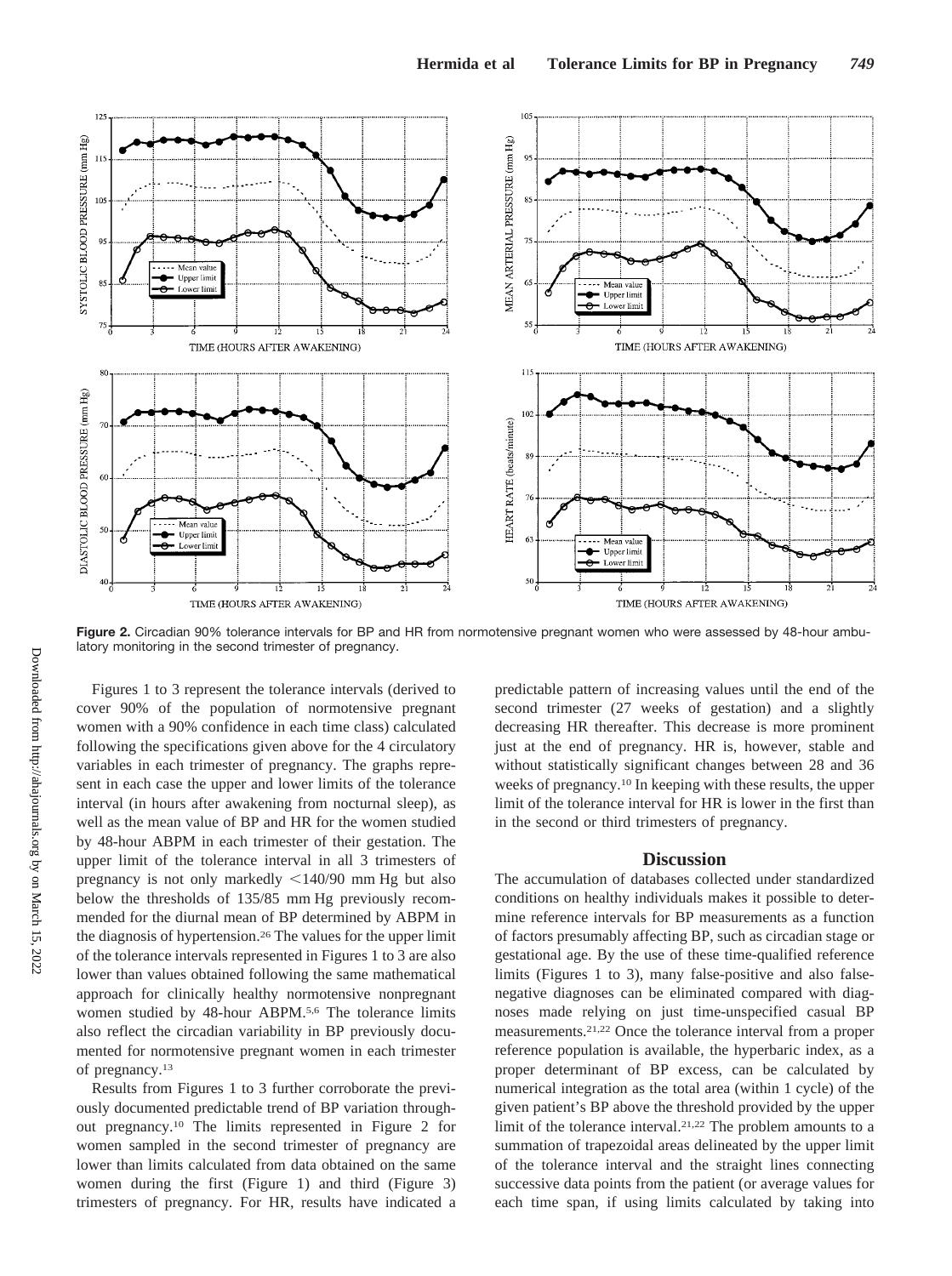**Figure 2.** Circadian 90% tolerance intervals for BP and HR from normotensive pregnant women who were assessed by 48-hour ambulatory monitoring in the second trimester of pregnancy.

Figures 1 to 3 represent the tolerance intervals (derived to cover 90% of the population of normotensive pregnant women with a 90% confidence in each time class) calculated following the specifications given above for the 4 circulatory variables in each trimester of pregnancy. The graphs represent in each case the upper and lower limits of the tolerance interval (in hours after awakening from nocturnal sleep), as well as the mean value of BP and HR for the women studied by 48-hour ABPM in each trimester of their gestation. The upper limit of the tolerance interval in all 3 trimesters of pregnancy is not only markedly <140/90 mm Hg but also below the thresholds of 135/85 mm Hg previously recommended for the diurnal mean of BP determined by ABPM in the diagnosis of hypertension.[26] The values for the upper limit of the tolerance intervals represented in Figures 1 to 3 are also lower than values obtained following the same mathematical approach for clinically healthy normotensive nonpregnant women studied by 48-hour ABPM.[5,6] The tolerance limits also reflect the circadian variability in BP previously documented for normotensive pregnant women in each trimester of pregnancy.[13]

Results from Figures 1 to 3 further corroborate the previously documented predictable trend of BP variation throughout pregnancy.[10] The limits represented in Figure 2 for women sampled in the second trimester of pregnancy are lower than limits calculated from data obtained on the same women during the first (Figure 1) and third (Figure 3) trimesters of pregnancy. For HR, results have indicated a predictable pattern of increasing values until the end of the second trimester (27 weeks of gestation) and a slightly decreasing HR thereafter. This decrease is more prominent just at the end of pregnancy. HR is, however, stable and without statistically significant changes between 28 and 36 weeks of pregnancy.[10] In keeping with these results, the upper limit of the tolerance interval for HR is lower in the first than in the second or third trimesters of pregnancy.

## Discussion

The accumulation of databases collected under standardized conditions on healthy individuals makes it possible to determine reference intervals for BP measurements as a function of factors presumably affecting BP, such as circadian stage or gestational age. By the use of these time-qualified reference limits (Figures 1 to 3), many false-positive and also false-negative diagnoses can be eliminated compared with diagnoses made relying on just time-unspecified casual BP measurements.[21,22] Once the tolerance interval from a proper reference population is available, the hyperbaric index, as a proper determinant of BP excess, can be calculated by numerical integration as the total area (within 1 cycle) of the given patient's BP above the threshold provided by the upper limit of the tolerance interval.[21,22] The problem amounts to a summation of trapezoidal areas delineated by the upper limit of the tolerance interval and the straight lines connecting successive data points from the patient (or average values for each time span, if using limits calculated by taking into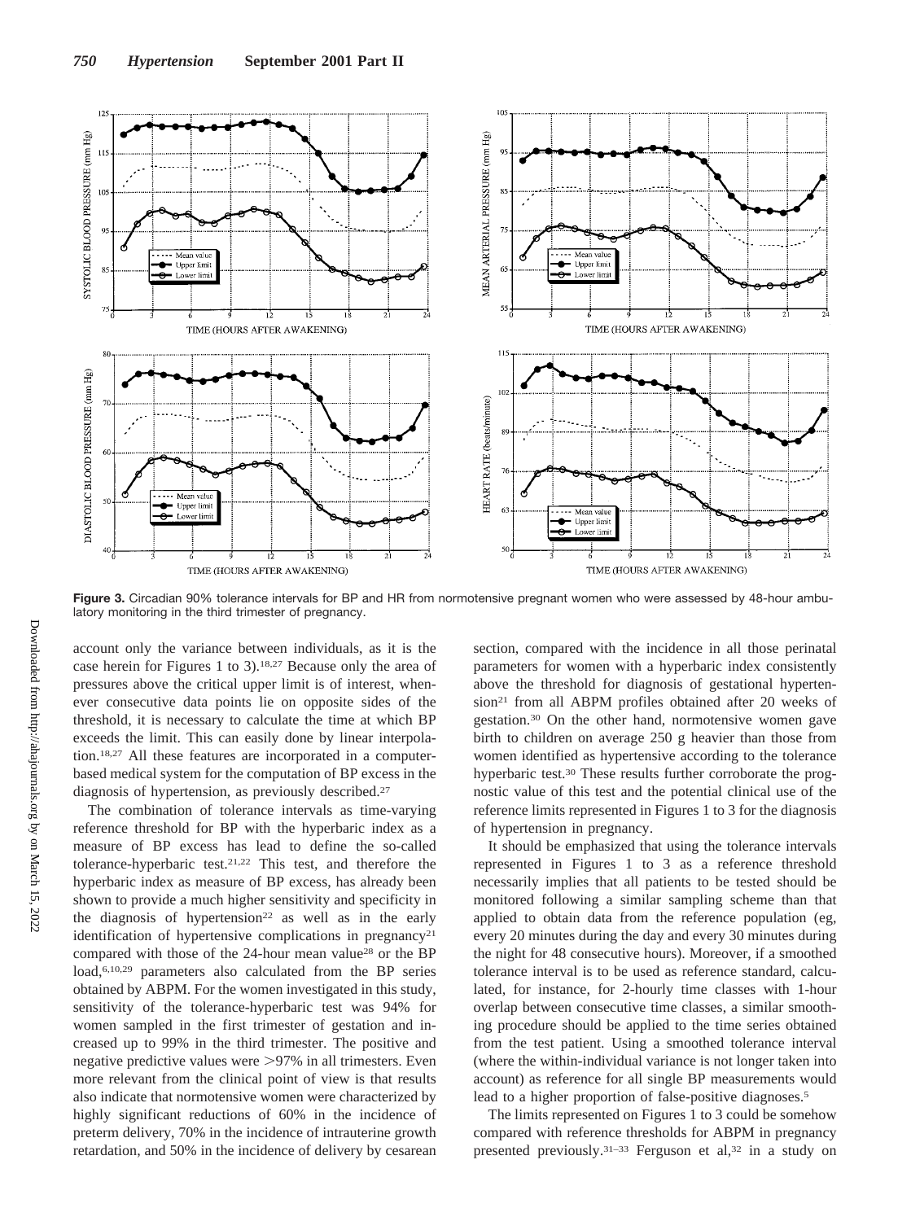**Figure 3.** Circadian 90% tolerance intervals for BP and HR from normotensive pregnant women who were assessed by 48-hour ambulatory monitoring in the third trimester of pregnancy.

account only the variance between individuals, as it is the case herein for Figures 1 to 3).[18,27] Because only the area of pressures above the critical upper limit is of interest, whenever consecutive data points lie on opposite sides of the threshold, it is necessary to calculate the time at which BP exceeds the limit. This can easily done by linear interpolation.[18,27] All these features are incorporated in a computer-based medical system for the computation of BP excess in the diagnosis of hypertension, as previously described.[27]

The combination of tolerance intervals as time-varying reference threshold for BP with the hyperbaric index as a measure of BP excess has lead to define the so-called tolerance-hyperbaric test.[21,22] This test, and therefore the hyperbaric index as measure of BP excess, has already been shown to provide a much higher sensitivity and specificity in the diagnosis of hypertension[22] as well as in the early identification of hypertensive complications in pregnancy[21] compared with those of the 24-hour mean value[28] or the BP load,[6,10,29] parameters also calculated from the BP series obtained by ABPM. For the women investigated in this study, sensitivity of the tolerance-hyperbaric test was 94% for women sampled in the first trimester of gestation and increased up to 99% in the third trimester. The positive and negative predictive values were >97% in all trimesters. Even more relevant from the clinical point of view is that results also indicate that normotensive women were characterized by highly significant reductions of 60% in the incidence of preterm delivery, 70% in the incidence of intrauterine growth retardation, and 50% in the incidence of delivery by cesarean section, compared with the incidence in all those perinatal parameters for women with a hyperbaric index consistently above the threshold for diagnosis of gestational hypertension[21] from all ABPM profiles obtained after 20 weeks of gestation.[30] On the other hand, normotensive women gave birth to children on average 250 g heavier than those from women identified as hypertensive according to the tolerance hyperbaric test.[30] These results further corroborate the prognostic value of this test and the potential clinical use of the reference limits represented in Figures 1 to 3 for the diagnosis of hypertension in pregnancy.

It should be emphasized that using the tolerance intervals represented in Figures 1 to 3 as a reference threshold necessarily implies that all patients to be tested should be monitored following a similar sampling scheme than that applied to obtain data from the reference population (eg, every 20 minutes during the day and every 30 minutes during the night for 48 consecutive hours). Moreover, if a smoothed tolerance interval is to be used as reference standard, calculated, for instance, for 2-hourly time classes with 1-hour overlap between consecutive time classes, a similar smoothing procedure should be applied to the time series obtained from the test patient. Using a smoothed tolerance interval (where the within-individual variance is not longer taken into account) as reference for all single BP measurements would lead to a higher proportion of false-positive diagnoses.[5]

The limits represented on Figures 1 to 3 could be somehow compared with reference thresholds for ABPM in pregnancy presented previously.[31–33] Ferguson et al,[32] in a study on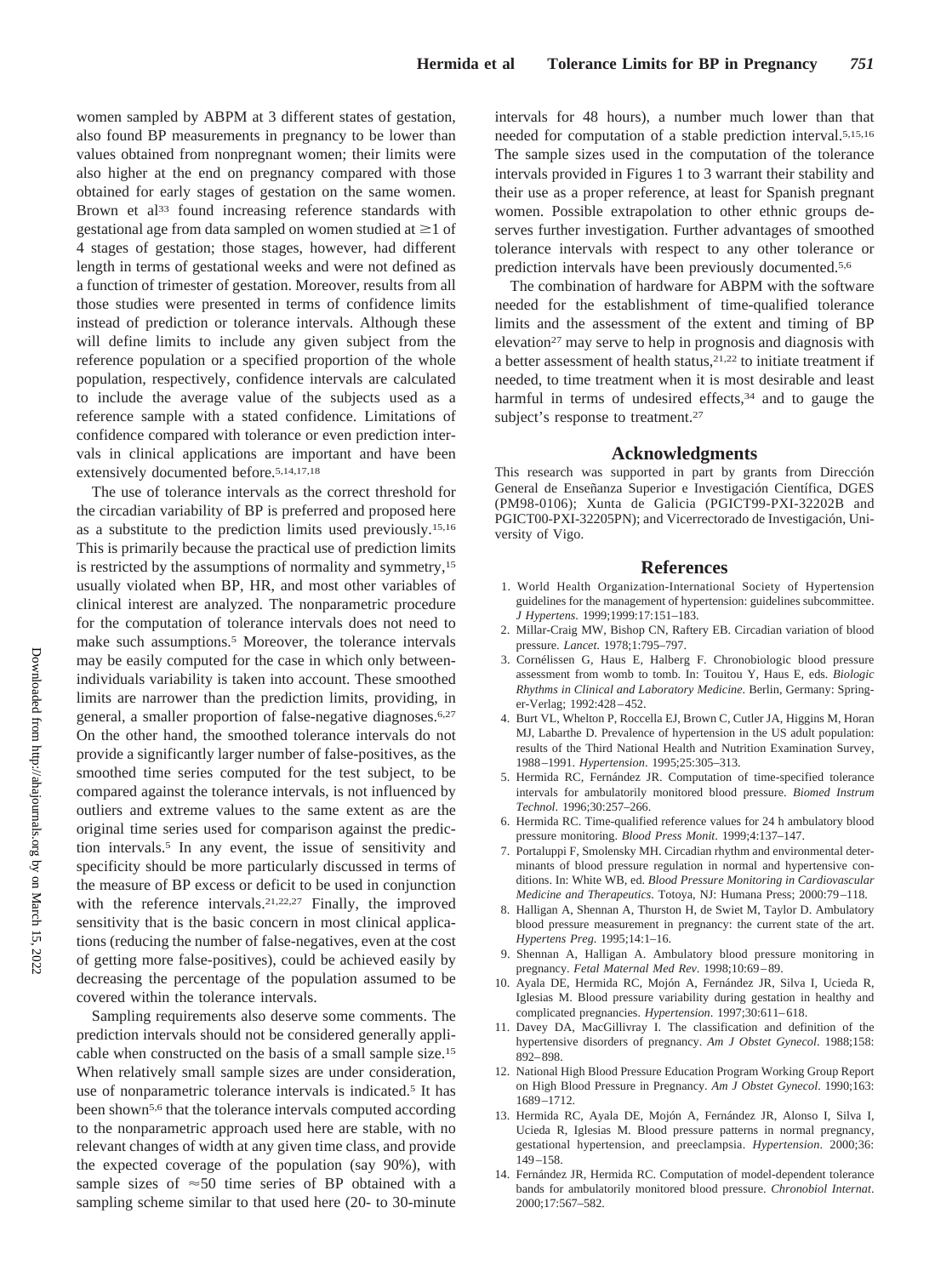women sampled by ABPM at 3 different states of gestation, also found BP measurements in pregnancy to be lower than values obtained from nonpregnant women; their limits were also higher at the end on pregnancy compared with those obtained for early stages of gestation on the same women. Brown et al[33] found increasing reference standards with gestational age from data sampled on women studied at ≥1 of 4 stages of gestation; those stages, however, had different length in terms of gestational weeks and were not defined as a function of trimester of gestation. Moreover, results from all those studies were presented in terms of confidence limits instead of prediction or tolerance intervals. Although these will define limits to include any given subject from the reference population or a specified proportion of the whole population, respectively, confidence intervals are calculated to include the average value of the subjects used as a reference sample with a stated confidence. Limitations of confidence compared with tolerance or even prediction intervals in clinical applications are important and have been extensively documented before.[5,14,17,18]

The use of tolerance intervals as the correct threshold for the circadian variability of BP is preferred and proposed here as a substitute to the prediction limits used previously.[15,16] This is primarily because the practical use of prediction limits is restricted by the assumptions of normality and symmetry,[15] usually violated when BP, HR, and most other variables of clinical interest are analyzed. The nonparametric procedure for the computation of tolerance intervals does not need to make such assumptions.[5] Moreover, the tolerance intervals may be easily computed for the case in which only between-individuals variability is taken into account. These smoothed limits are narrower than the prediction limits, providing, in general, a smaller proportion of false-negative diagnoses.[6,27] On the other hand, the smoothed tolerance intervals do not provide a significantly larger number of false-positives, as the smoothed time series computed for the test subject, to be compared against the tolerance intervals, is not influenced by outliers and extreme values to the same extent as are the original time series used for comparison against the prediction intervals.[5] In any event, the issue of sensitivity and specificity should be more particularly discussed in terms of the measure of BP excess or deficit to be used in conjunction with the reference intervals.[21,22,27] Finally, the improved sensitivity that is the basic concern in most clinical applications (reducing the number of false-negatives, even at the cost of getting more false-positives), could be achieved easily by decreasing the percentage of the population assumed to be covered within the tolerance intervals.

Sampling requirements also deserve some comments. The prediction intervals should not be considered generally applicable when constructed on the basis of a small sample size.[15] When relatively small sample sizes are under consideration, use of nonparametric tolerance intervals is indicated.[5] It has been shown[5,6] that the tolerance intervals computed according to the nonparametric approach used here are stable, with no relevant changes of width at any given time class, and provide the expected coverage of the population (say 90%), with sample sizes of ≈50 time series of BP obtained with a sampling scheme similar to that used here (20- to 30-minute intervals for 48 hours), a number much lower than that needed for computation of a stable prediction interval.[5,15,16] The sample sizes used in the computation of the tolerance intervals provided in Figures 1 to 3 warrant their stability and their use as a proper reference, at least for Spanish pregnant women. Possible extrapolation to other ethnic groups deserves further investigation. Further advantages of smoothed tolerance intervals with respect to any other tolerance or prediction intervals have been previously documented.[5,6]

The combination of hardware for ABPM with the software needed for the establishment of time-qualified tolerance limits and the assessment of the extent and timing of BP elevation[27] may serve to help in prognosis and diagnosis with a better assessment of health status,[21,22] to initiate treatment if needed, to time treatment when it is most desirable and least harmful in terms of undesired effects,[34] and to gauge the subject's response to treatment.[27]

## Acknowledgments

This research was supported in part by grants from Dirección General de Enseñanza Superior e Investigación Científica, DGES (PM98-0106); Xunta de Galicia (PGICT99-PXI-32202B and PGICT00-PXI-32205PN); and Vicerrectorado de Investigación, University of Vigo.

## References

1. World Health Organization-International Society of Hypertension guidelines for the management of hypertension: guidelines subcommittee. *J Hypertens.* 1999;1999:17:151–183.
2. Millar-Craig MW, Bishop CN, Raftery EB. Circadian variation of blood pressure. *Lancet.* 1978;1:795–797.
3. Cornélissen G, Haus E, Halberg F. Chronobiologic blood pressure assessment from womb to tomb. In: Touitou Y, Haus E, eds. *Biologic Rhythms in Clinical and Laboratory Medicine.* Berlin, Germany: Springer-Verlag; 1992:428–452.
4. Burt VL, Whelton P, Roccella EJ, Brown C, Cutler JA, Higgins M, Horan MJ, Labarthe D. Prevalence of hypertension in the US adult population: results of the Third National Health and Nutrition Examination Survey, 1988–1991. *Hypertension*. 1995;25:305–313.
5. Hermida RC, Fernández JR. Computation of time-specified tolerance intervals for ambulatorily monitored blood pressure. *Biomed Instrum Technol.* 1996;30:257–266.
6. Hermida RC. Time-qualified reference values for 24 h ambulatory blood pressure monitoring. *Blood Press Monit.* 1999;4:137–147.
7. Portaluppi F, Smolensky MH. Circadian rhythm and environmental determinants of blood pressure regulation in normal and hypertensive conditions. In: White WB, ed. *Blood Pressure Monitoring in Cardiovascular Medicine and Therapeutics.* Totoya, NJ: Humana Press; 2000:79–118.
8. Halligan A, Shennan A, Thurston H, de Swiet M, Taylor D. Ambulatory blood pressure measurement in pregnancy: the current state of the art. *Hypertens Preg.* 1995;14:1–16.
9. Shennan A, Halligan A. Ambulatory blood pressure monitoring in pregnancy. *Fetal Maternal Med Rev*. 1998;10:69–89.
10. Ayala DE, Hermida RC, Mojón A, Fernández JR, Silva I, Ucieda R, Iglesias M. Blood pressure variability during gestation in healthy and complicated pregnancies. *Hypertension*. 1997;30:611–618.
11. Davey DA, MacGillivray I. The classification and definition of the hypertensive disorders of pregnancy. *Am J Obstet Gynecol*. 1988;158: 892–898.
12. National High Blood Pressure Education Program Working Group Report on High Blood Pressure in Pregnancy. *Am J Obstet Gynecol*. 1990;163: 1689–1712.
13. Hermida RC, Ayala DE, Mojón A, Fernández JR, Alonso I, Silva I, Ucieda R, Iglesias M. Blood pressure patterns in normal pregnancy, gestational hypertension, and preeclampsia. *Hypertension*. 2000;36: 149–158.
14. Fernández JR, Hermida RC. Computation of model-dependent tolerance bands for ambulatorily monitored blood pressure. *Chronobiol Internat*. 2000;17:567–582.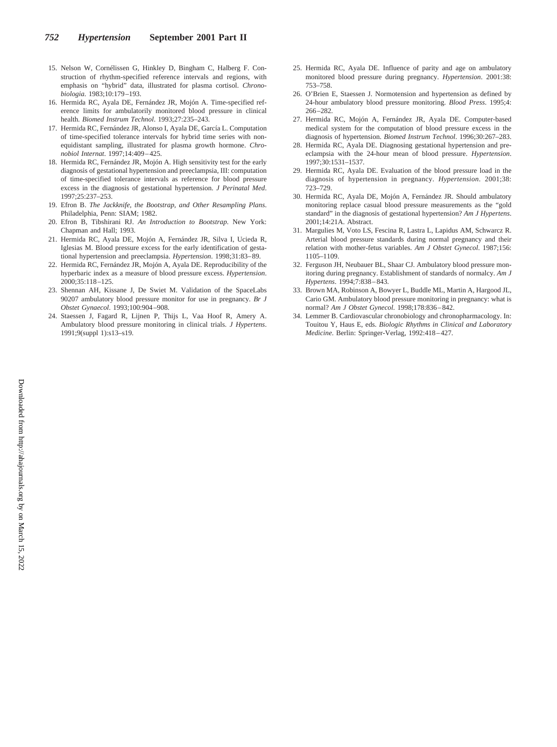15. Nelson W, Cornélissen G, Hinkley D, Bingham C, Halberg F. Construction of rhythm-specified reference intervals and regions, with emphasis on "hybrid" data, illustrated for plasma cortisol. *Chronobiologia*. 1983;10:179–193.
16. Hermida RC, Ayala DE, Fernández JR, Mojón A. Time-specified reference limits for ambulatorily monitored blood pressure in clinical health. *Biomed Instrum Technol*. 1993;27:235–243.
17. Hermida RC, Fernández JR, Alonso I, Ayala DE, García L. Computation of time-specified tolerance intervals for hybrid time series with non-equidistant sampling, illustrated for plasma growth hormone. *Chronobiol Internat*. 1997;14:409–425.
18. Hermida RC, Fernández JR, Mojón A. High sensitivity test for the early diagnosis of gestational hypertension and preeclampsia, III: computation of time-specified tolerance intervals as reference for blood pressure excess in the diagnosis of gestational hypertension. *J Perinatal Med*. 1997;25:237–253.
19. Efron B. *The Jackknife, the Bootstrap, and Other Resampling Plans*. Philadelphia, Penn: SIAM; 1982.
20. Efron B, Tibshirani RJ. *An Introduction to Bootstrap*. New York: Chapman and Hall; 1993.
21. Hermida RC, Ayala DE, Mojón A, Fernández JR, Silva I, Ucieda R, Iglesias M. Blood pressure excess for the early identification of gestational hypertension and preeclampsia. *Hypertension*. 1998;31:83–89.
22. Hermida RC, Fernández JR, Mojón A, Ayala DE. Reproducibility of the hyperbaric index as a measure of blood pressure excess. *Hypertension*. 2000;35:118–125.
23. Shennan AH, Kissane J, De Swiet M. Validation of the SpaceLabs 90207 ambulatory blood pressure monitor for use in pregnancy. *Br J Obstet Gynaecol*. 1993;100:904–908.
24. Staessen J, Fagard R, Lijnen P, Thijs L, Vaa Hoof R, Amery A. Ambulatory blood pressure monitoring in clinical trials. *J Hypertens*. 1991;9(suppl 1):s13–s19.
25. Hermida RC, Ayala DE. Influence of parity and age on ambulatory monitored blood pressure during pregnancy. *Hypertension*. 2001:38: 753–758.
26. O'Brien E, Staessen J. Normotension and hypertension as defined by 24-hour ambulatory blood pressure monitoring. *Blood Press*. 1995;4: 266–282.
27. Hermida RC, Mojón A, Fernández JR, Ayala DE. Computer-based medical system for the computation of blood pressure excess in the diagnosis of hypertension. *Biomed Instrum Technol*. 1996;30:267–283.
28. Hermida RC, Ayala DE. Diagnosing gestational hypertension and preeclampsia with the 24-hour mean of blood pressure. *Hypertension*. 1997;30:1531–1537.
29. Hermida RC, Ayala DE. Evaluation of the blood pressure load in the diagnosis of hypertension in pregnancy. *Hypertension*. 2001;38: 723–729.
30. Hermida RC, Ayala DE, Mojón A, Fernández JR. Should ambulatory monitoring replace casual blood pressure measurements as the "gold standard" in the diagnosis of gestational hypertension? *Am J Hypertens*. 2001;14:21A. Abstract.
31. Margulies M, Voto LS, Fescina R, Lastra L, Lapidus AM, Schwarcz R. Arterial blood pressure standards during normal pregnancy and their relation with mother-fetus variables. *Am J Obstet Gynecol*. 1987;156: 1105–1109.
32. Ferguson JH, Neubauer BL, Shaar CJ. Ambulatory blood pressure monitoring during pregnancy. Establishment of standards of normalcy. *Am J Hypertens*. 1994;7:838–843.
33. Brown MA, Robinson A, Bowyer L, Buddle ML, Martin A, Hargood JL, Cario GM. Ambulatory blood pressure monitoring in pregnancy: what is normal? *Am J Obstet Gynecol.* 1998;178:836–842.
34. Lemmer B. Cardiovascular chronobiology and chronopharmacology. In: Touitou Y, Haus E, eds. *Biologic Rhythms in Clinical and Laboratory Medicine*. Berlin: Springer-Verlag, 1992:418–427.